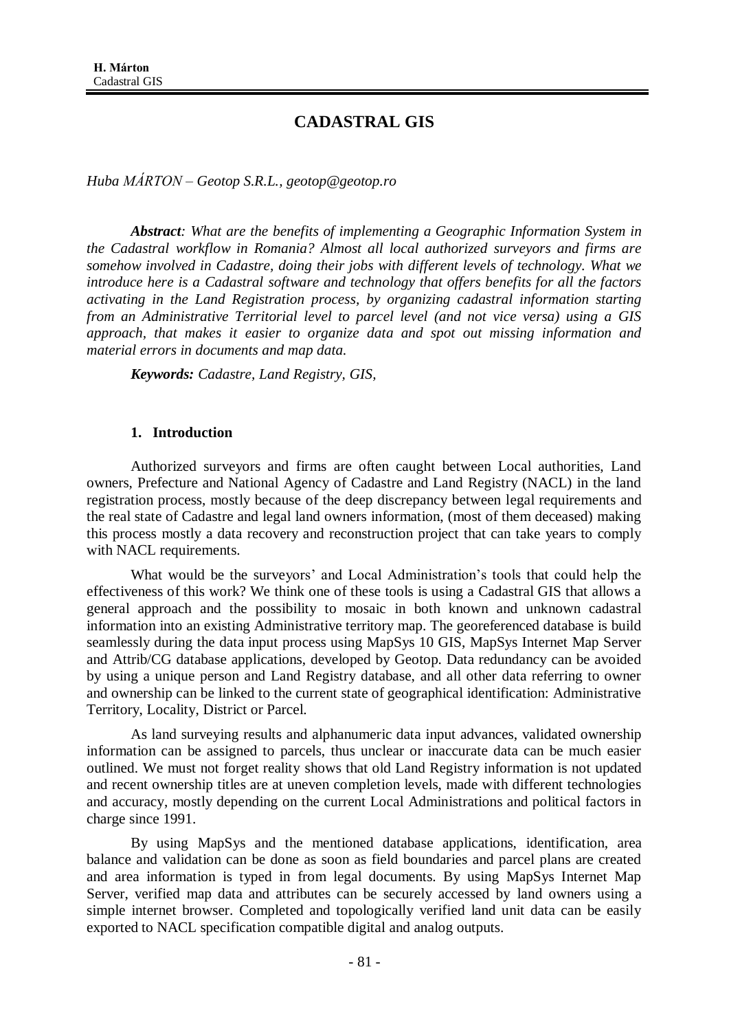# CADASTRAL GIS

*Huba MÁRTON – Geotop S.R.L., geotop@geotop.ro*

***Abstract**: What are the benefits of implementing a Geographic Information System in the Cadastral workflow in Romania? Almost all local authorized surveyors and firms are somehow involved in Cadastre, doing their jobs with different levels of technology. What we introduce here is a Cadastral software and technology that offers benefits for all the factors activating in the Land Registration process, by organizing cadastral information starting from an Administrative Territorial level to parcel level (and not vice versa) using a GIS approach, that makes it easier to organize data and spot out missing information and material errors in documents and map data.*

***Keywords:** Cadastre, Land Registry, GIS,*

## 1. Introduction

Authorized surveyors and firms are often caught between Local authorities, Land owners, Prefecture and National Agency of Cadastre and Land Registry (NACL) in the land registration process, mostly because of the deep discrepancy between legal requirements and the real state of Cadastre and legal land owners information, (most of them deceased) making this process mostly a data recovery and reconstruction project that can take years to comply with NACL requirements.

What would be the surveyors' and Local Administration's tools that could help the effectiveness of this work? We think one of these tools is using a Cadastral GIS that allows a general approach and the possibility to mosaic in both known and unknown cadastral information into an existing Administrative territory map. The georeferenced database is build seamlessly during the data input process using MapSys 10 GIS, MapSys Internet Map Server and Attrib/CG database applications, developed by Geotop. Data redundancy can be avoided by using a unique person and Land Registry database, and all other data referring to owner and ownership can be linked to the current state of geographical identification: Administrative Territory, Locality, District or Parcel.

As land surveying results and alphanumeric data input advances, validated ownership information can be assigned to parcels, thus unclear or inaccurate data can be much easier outlined. We must not forget reality shows that old Land Registry information is not updated and recent ownership titles are at uneven completion levels, made with different technologies and accuracy, mostly depending on the current Local Administrations and political factors in charge since 1991.

By using MapSys and the mentioned database applications, identification, area balance and validation can be done as soon as field boundaries and parcel plans are created and area information is typed in from legal documents. By using MapSys Internet Map Server, verified map data and attributes can be securely accessed by land owners using a simple internet browser. Completed and topologically verified land unit data can be easily exported to NACL specification compatible digital and analog outputs.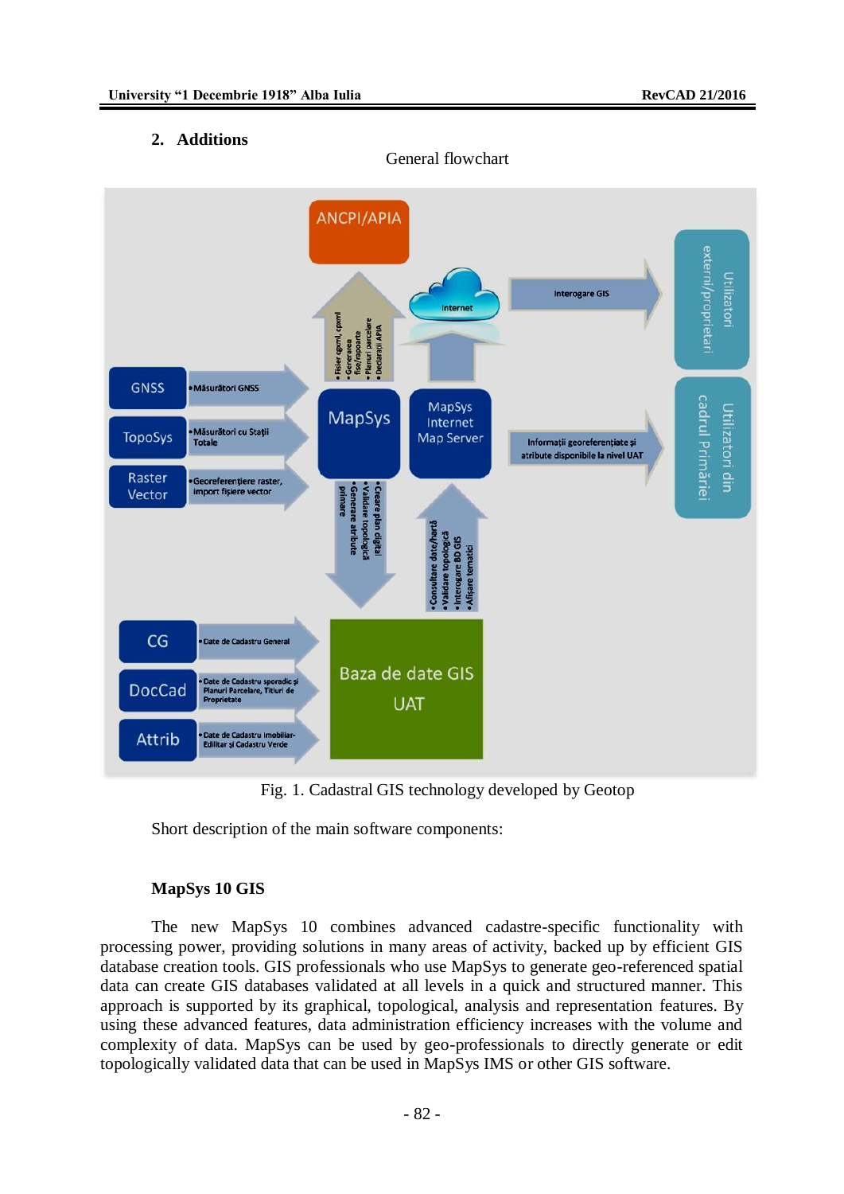## 2. Additions

General flowchart

Fig. 1. Cadastral GIS technology developed by Geotop

Short description of the main software components:

**MapSys 10 GIS**

The new MapSys 10 combines advanced cadastre-specific functionality with processing power, providing solutions in many areas of activity, backed up by efficient GIS database creation tools. GIS professionals who use MapSys to generate geo-referenced spatial data can create GIS databases validated at all levels in a quick and structured manner. This approach is supported by its graphical, topological, analysis and representation features. By using these advanced features, data administration efficiency increases with the volume and complexity of data. MapSys can be used by geo-professionals to directly generate or edit topologically validated data that can be used in MapSys IMS or other GIS software.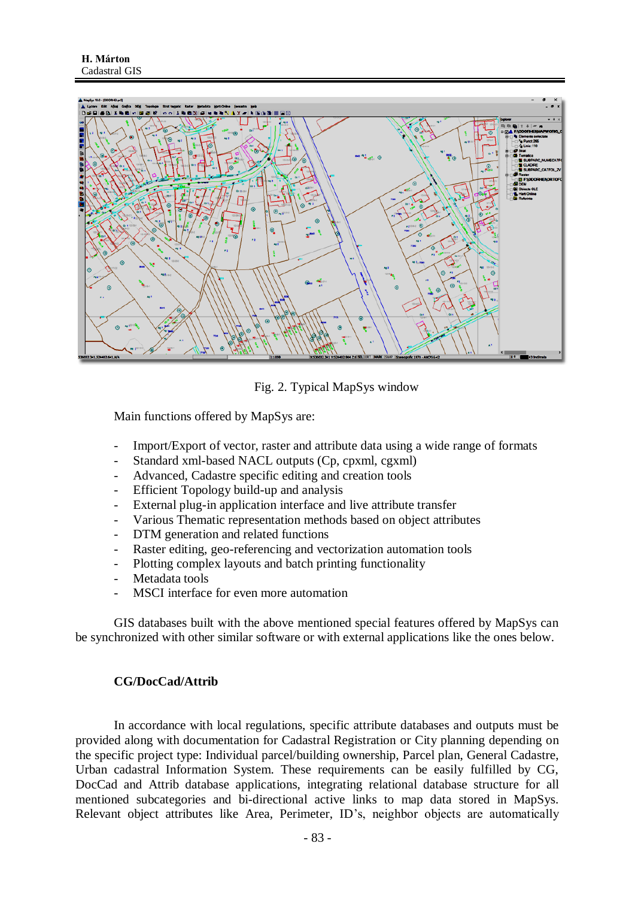Fig. 2. Typical MapSys window

Main functions offered by MapSys are:

- Import/Export of vector, raster and attribute data using a wide range of formats
- Standard xml-based NACL outputs (Cp, cpxml, cgxml)
- Advanced, Cadastre specific editing and creation tools
- Efficient Topology build-up and analysis
- External plug-in application interface and live attribute transfer
- Various Thematic representation methods based on object attributes
- DTM generation and related functions
- Raster editing, geo-referencing and vectorization automation tools
- Plotting complex layouts and batch printing functionality
- Metadata tools
- MSCI interface for even more automation

GIS databases built with the above mentioned special features offered by MapSys can be synchronized with other similar software or with external applications like the ones below.

### CG/DocCad/Attrib

In accordance with local regulations, specific attribute databases and outputs must be provided along with documentation for Cadastral Registration or City planning depending on the specific project type: Individual parcel/building ownership, Parcel plan, General Cadastre, Urban cadastral Information System. These requirements can be easily fulfilled by CG, DocCad and Attrib database applications, integrating relational database structure for all mentioned subcategories and bi-directional active links to map data stored in MapSys. Relevant object attributes like Area, Perimeter, ID's, neighbor objects are automatically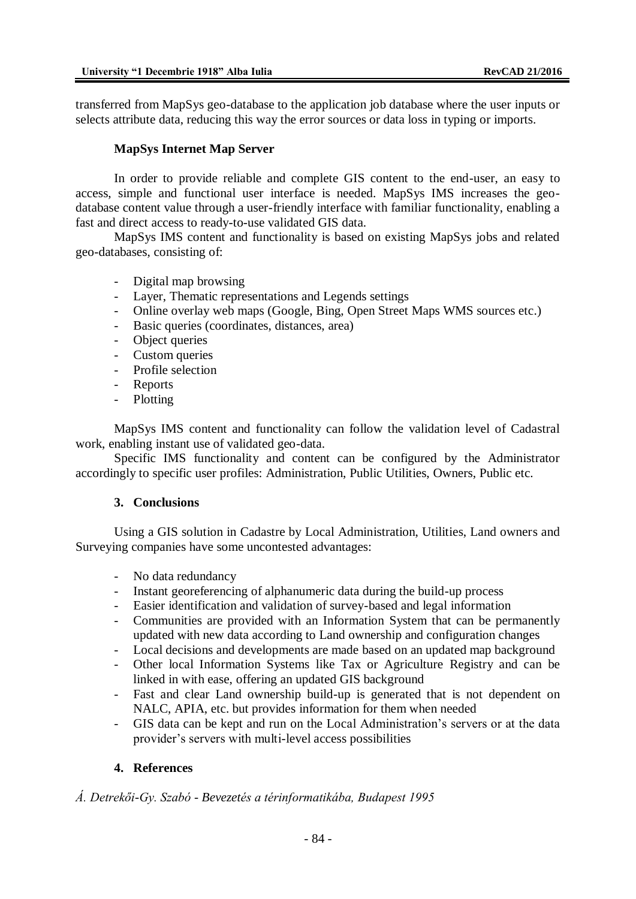transferred from MapSys geo-database to the application job database where the user inputs or selects attribute data, reducing this way the error sources or data loss in typing or imports.

### MapSys Internet Map Server

In order to provide reliable and complete GIS content to the end-user, an easy to access, simple and functional user interface is needed. MapSys IMS increases the geo-database content value through a user-friendly interface with familiar functionality, enabling a fast and direct access to ready-to-use validated GIS data.

MapSys IMS content and functionality is based on existing MapSys jobs and related geo-databases, consisting of:

- Digital map browsing
- Layer, Thematic representations and Legends settings
- Online overlay web maps (Google, Bing, Open Street Maps WMS sources etc.)
- Basic queries (coordinates, distances, area)
- Object queries
- Custom queries
- Profile selection
- Reports
- Plotting

MapSys IMS content and functionality can follow the validation level of Cadastral work, enabling instant use of validated geo-data.

Specific IMS functionality and content can be configured by the Administrator accordingly to specific user profiles: Administration, Public Utilities, Owners, Public etc.

## 3. Conclusions

Using a GIS solution in Cadastre by Local Administration, Utilities, Land owners and Surveying companies have some uncontested advantages:

- No data redundancy
- Instant georeferencing of alphanumeric data during the build-up process
- Easier identification and validation of survey-based and legal information
- Communities are provided with an Information System that can be permanently updated with new data according to Land ownership and configuration changes
- Local decisions and developments are made based on an updated map background
- Other local Information Systems like Tax or Agriculture Registry and can be linked in with ease, offering an updated GIS background
- Fast and clear Land ownership build-up is generated that is not dependent on NALC, APIA, etc. but provides information for them when needed
- GIS data can be kept and run on the Local Administration's servers or at the data provider's servers with multi-level access possibilities

## 4. References

*Á. Detrekői-Gy. Szabó - Bevezetés a térinformatikába, Budapest 1995*